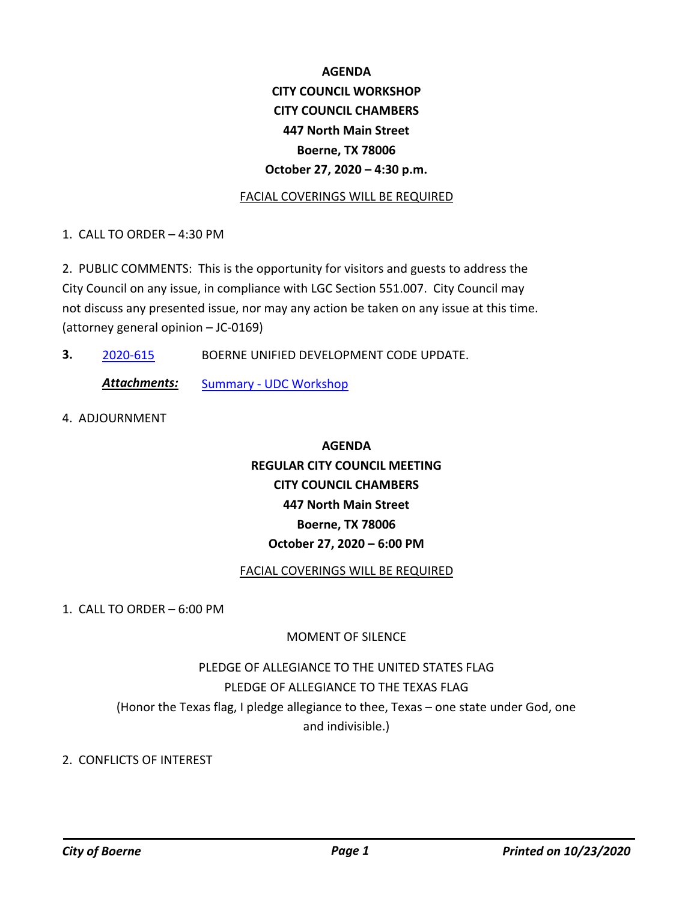**AGENDA**
**CITY COUNCIL WORKSHOP**
**CITY COUNCIL CHAMBERS**
**447 North Main Street**
**Boerne, TX 78006**
**October 27, 2020 – 4:30 p.m.**

FACIAL COVERINGS WILL BE REQUIRED

1. CALL TO ORDER – 4:30 PM

2. PUBLIC COMMENTS: This is the opportunity for visitors and guests to address the City Council on any issue, in compliance with LGC Section 551.007. City Council may not discuss any presented issue, nor may any action be taken on any issue at this time. (attorney general opinion – JC-0169)

**3.** 2020-615 BOERNE UNIFIED DEVELOPMENT CODE UPDATE.

***Attachments:*** Summary - UDC Workshop

4. ADJOURNMENT

**AGENDA**
**REGULAR CITY COUNCIL MEETING**
**CITY COUNCIL CHAMBERS**
**447 North Main Street**
**Boerne, TX 78006**
**October 27, 2020 – 6:00 PM**

FACIAL COVERINGS WILL BE REQUIRED

1. CALL TO ORDER – 6:00 PM

MOMENT OF SILENCE

PLEDGE OF ALLEGIANCE TO THE UNITED STATES FLAG
PLEDGE OF ALLEGIANCE TO THE TEXAS FLAG
(Honor the Texas flag, I pledge allegiance to thee, Texas – one state under God, one and indivisible.)

2. CONFLICTS OF INTEREST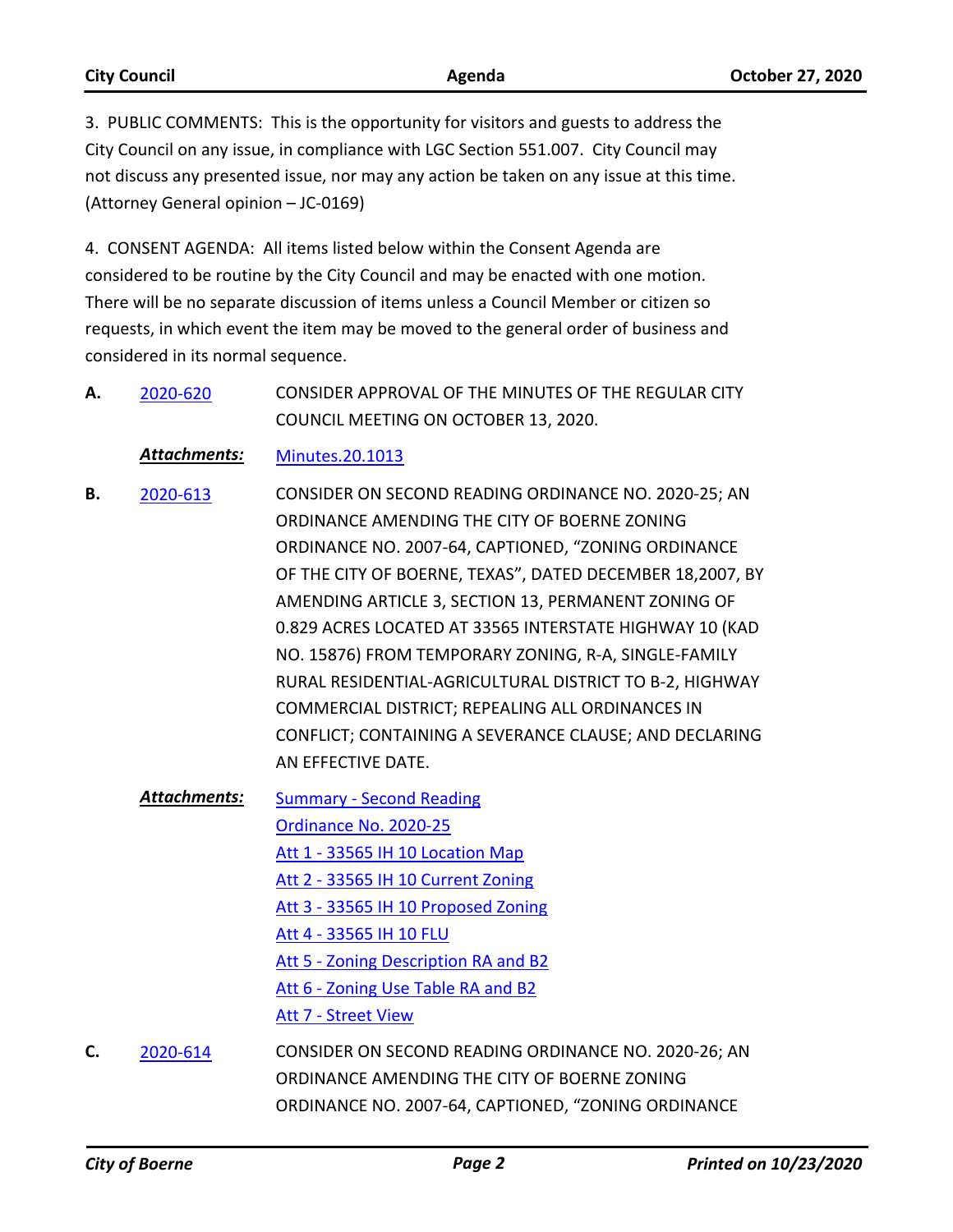3. PUBLIC COMMENTS: This is the opportunity for visitors and guests to address the City Council on any issue, in compliance with LGC Section 551.007. City Council may not discuss any presented issue, nor may any action be taken on any issue at this time. (Attorney General opinion – JC-0169)

4. CONSENT AGENDA: All items listed below within the Consent Agenda are considered to be routine by the City Council and may be enacted with one motion. There will be no separate discussion of items unless a Council Member or citizen so requests, in which event the item may be moved to the general order of business and considered in its normal sequence.

**A.** 2020-620 CONSIDER APPROVAL OF THE MINUTES OF THE REGULAR CITY COUNCIL MEETING ON OCTOBER 13, 2020.

***Attachments:*** Minutes.20.1013

**B.** 2020-613 CONSIDER ON SECOND READING ORDINANCE NO. 2020-25; AN ORDINANCE AMENDING THE CITY OF BOERNE ZONING ORDINANCE NO. 2007-64, CAPTIONED, "ZONING ORDINANCE OF THE CITY OF BOERNE, TEXAS", DATED DECEMBER 18,2007, BY AMENDING ARTICLE 3, SECTION 13, PERMANENT ZONING OF 0.829 ACRES LOCATED AT 33565 INTERSTATE HIGHWAY 10 (KAD NO. 15876) FROM TEMPORARY ZONING, R-A, SINGLE-FAMILY RURAL RESIDENTIAL-AGRICULTURAL DISTRICT TO B-2, HIGHWAY COMMERCIAL DISTRICT; REPEALING ALL ORDINANCES IN CONFLICT; CONTAINING A SEVERANCE CLAUSE; AND DECLARING AN EFFECTIVE DATE.

***Attachments:*** Summary - Second Reading
Ordinance No. 2020-25
Att 1 - 33565 IH 10 Location Map
Att 2 - 33565 IH 10 Current Zoning
Att 3 - 33565 IH 10 Proposed Zoning
Att 4 - 33565 IH 10 FLU
Att 5 - Zoning Description RA and B2
Att 6 - Zoning Use Table RA and B2
Att 7 - Street View

**C.** 2020-614 CONSIDER ON SECOND READING ORDINANCE NO. 2020-26; AN ORDINANCE AMENDING THE CITY OF BOERNE ZONING ORDINANCE NO. 2007-64, CAPTIONED, "ZONING ORDINANCE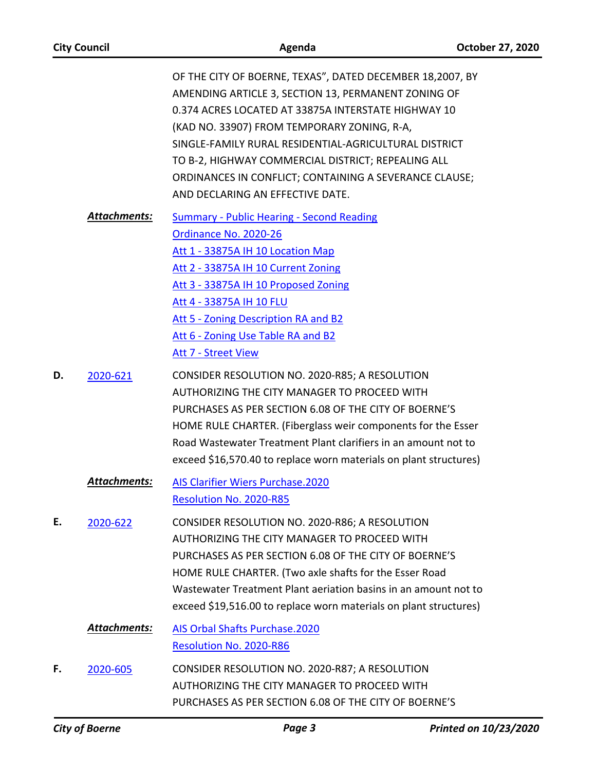OF THE CITY OF BOERNE, TEXAS", DATED DECEMBER 18,2007, BY AMENDING ARTICLE 3, SECTION 13, PERMANENT ZONING OF 0.374 ACRES LOCATED AT 33875A INTERSTATE HIGHWAY 10 (KAD NO. 33907) FROM TEMPORARY ZONING, R-A, SINGLE-FAMILY RURAL RESIDENTIAL-AGRICULTURAL DISTRICT TO B-2, HIGHWAY COMMERCIAL DISTRICT; REPEALING ALL ORDINANCES IN CONFLICT; CONTAINING A SEVERANCE CLAUSE; AND DECLARING AN EFFECTIVE DATE.

***Attachments:***
Summary - Public Hearing - Second Reading
Ordinance No. 2020-26
Att 1 - 33875A IH 10 Location Map
Att 2 - 33875A IH 10 Current Zoning
Att 3 - 33875A IH 10 Proposed Zoning
Att 4 - 33875A IH 10 FLU
Att 5 - Zoning Description RA and B2
Att 6 - Zoning Use Table RA and B2
Att 7 - Street View

**D.** 2020-621 CONSIDER RESOLUTION NO. 2020-R85; A RESOLUTION AUTHORIZING THE CITY MANAGER TO PROCEED WITH PURCHASES AS PER SECTION 6.08 OF THE CITY OF BOERNE'S HOME RULE CHARTER. (Fiberglass weir components for the Esser Road Wastewater Treatment Plant clarifiers in an amount not to exceed $16,570.40 to replace worn materials on plant structures)

***Attachments:***
AIS Clarifier Wiers Purchase.2020
Resolution No. 2020-R85

**E.** 2020-622 CONSIDER RESOLUTION NO. 2020-R86; A RESOLUTION AUTHORIZING THE CITY MANAGER TO PROCEED WITH PURCHASES AS PER SECTION 6.08 OF THE CITY OF BOERNE'S HOME RULE CHARTER. (Two axle shafts for the Esser Road Wastewater Treatment Plant aeration basins in an amount not to exceed $19,516.00 to replace worn materials on plant structures)

***Attachments:***
AIS Orbal Shafts Purchase.2020
Resolution No. 2020-R86

**F.** 2020-605 CONSIDER RESOLUTION NO. 2020-R87; A RESOLUTION AUTHORIZING THE CITY MANAGER TO PROCEED WITH PURCHASES AS PER SECTION 6.08 OF THE CITY OF BOERNE'S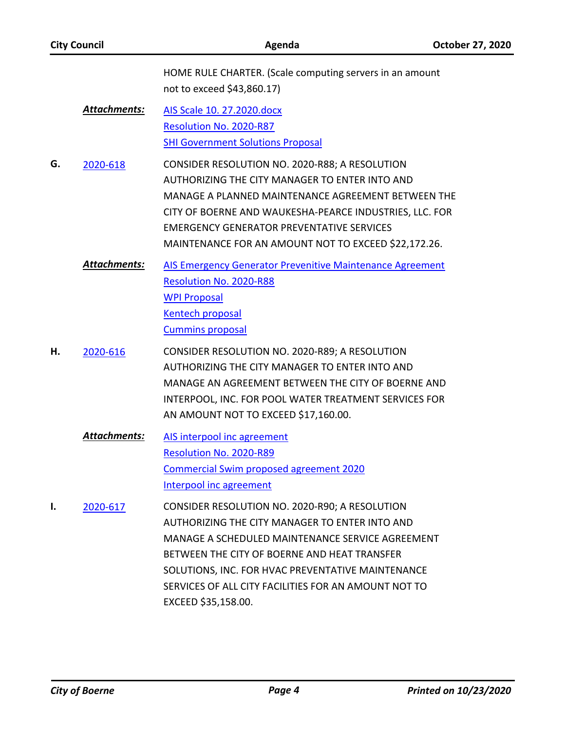HOME RULE CHARTER. (Scale computing servers in an amount not to exceed $43,860.17)

***Attachments:*** AIS Scale 10. 27.2020.docx
Resolution No. 2020-R87
SHI Government Solutions Proposal

**G.** 2020-618 CONSIDER RESOLUTION NO. 2020-R88; A RESOLUTION AUTHORIZING THE CITY MANAGER TO ENTER INTO AND MANAGE A PLANNED MAINTENANCE AGREEMENT BETWEEN THE CITY OF BOERNE AND WAUKESHA-PEARCE INDUSTRIES, LLC. FOR EMERGENCY GENERATOR PREVENTATIVE SERVICES MAINTENANCE FOR AN AMOUNT NOT TO EXCEED $22,172.26.

***Attachments:*** AIS Emergency Generator Previnitive Maintenance Agreement
Resolution No. 2020-R88
WPI Proposal
Kentech proposal
Cummins proposal

**H.** 2020-616 CONSIDER RESOLUTION NO. 2020-R89; A RESOLUTION AUTHORIZING THE CITY MANAGER TO ENTER INTO AND MANAGE AN AGREEMENT BETWEEN THE CITY OF BOERNE AND INTERPOOL, INC. FOR POOL WATER TREATMENT SERVICES FOR AN AMOUNT NOT TO EXCEED $17,160.00.

***Attachments:*** AIS interpool inc agreement
Resolution No. 2020-R89
Commercial Swim proposed agreement 2020
Interpool inc agreement

**I.** 2020-617 CONSIDER RESOLUTION NO. 2020-R90; A RESOLUTION AUTHORIZING THE CITY MANAGER TO ENTER INTO AND MANAGE A SCHEDULED MAINTENANCE SERVICE AGREEMENT BETWEEN THE CITY OF BOERNE AND HEAT TRANSFER SOLUTIONS, INC. FOR HVAC PREVENTATIVE MAINTENANCE SERVICES OF ALL CITY FACILITIES FOR AN AMOUNT NOT TO EXCEED $35,158.00.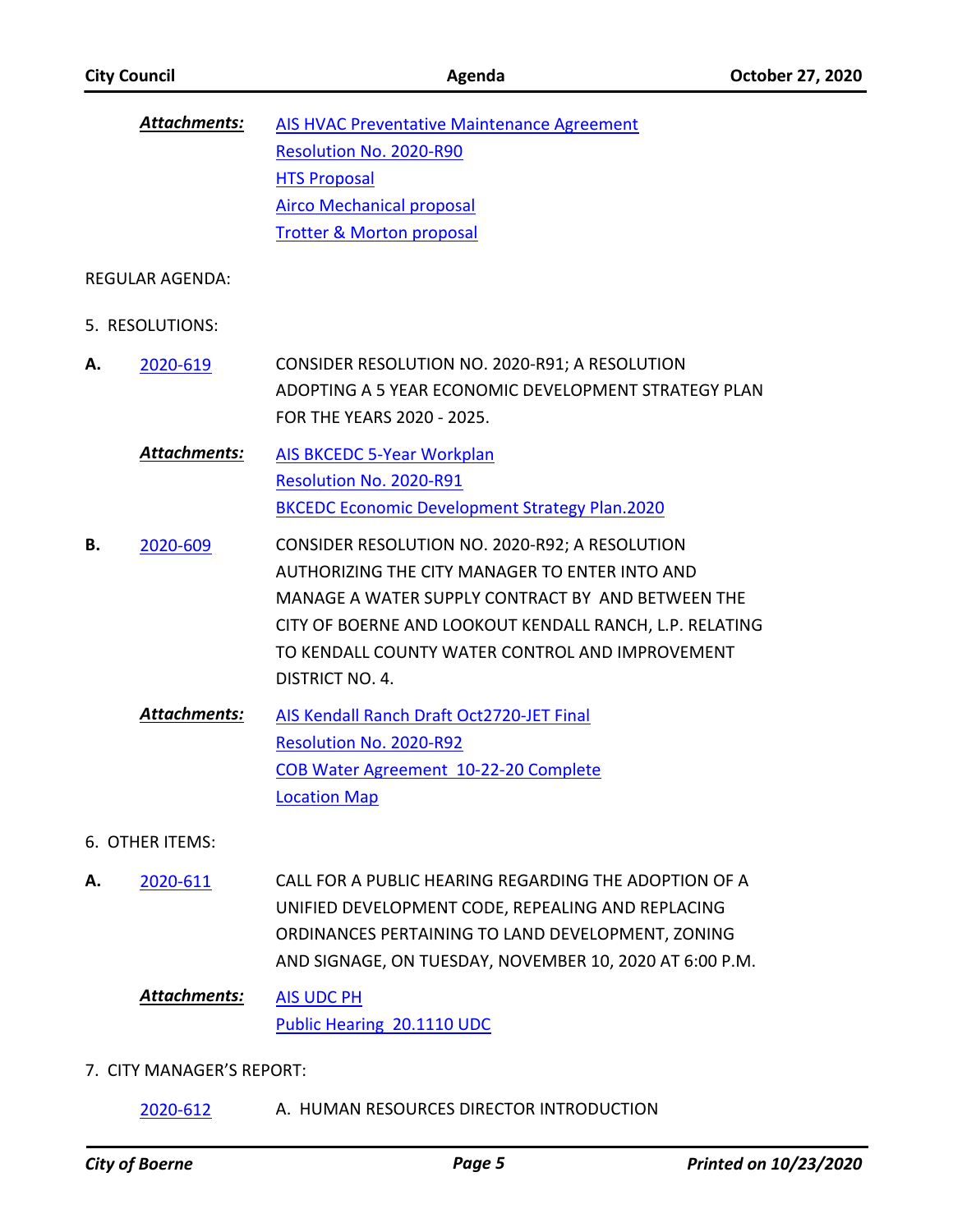***Attachments:*** AIS HVAC Preventative Maintenance Agreement
Resolution No. 2020-R90
HTS Proposal
Airco Mechanical proposal
Trotter & Morton proposal

REGULAR AGENDA:

5. RESOLUTIONS:

**A.** 2020-619 CONSIDER RESOLUTION NO. 2020-R91; A RESOLUTION ADOPTING A 5 YEAR ECONOMIC DEVELOPMENT STRATEGY PLAN FOR THE YEARS 2020 - 2025.

***Attachments:*** AIS BKCEDC 5-Year Workplan
Resolution No. 2020-R91
BKCEDC Economic Development Strategy Plan.2020

**B.** 2020-609 CONSIDER RESOLUTION NO. 2020-R92; A RESOLUTION AUTHORIZING THE CITY MANAGER TO ENTER INTO AND MANAGE A WATER SUPPLY CONTRACT BY AND BETWEEN THE CITY OF BOERNE AND LOOKOUT KENDALL RANCH, L.P. RELATING TO KENDALL COUNTY WATER CONTROL AND IMPROVEMENT DISTRICT NO. 4.

***Attachments:*** AIS Kendall Ranch Draft Oct2720-JET Final
Resolution No. 2020-R92
COB Water Agreement 10-22-20 Complete
Location Map

6. OTHER ITEMS:

**A.** 2020-611 CALL FOR A PUBLIC HEARING REGARDING THE ADOPTION OF A UNIFIED DEVELOPMENT CODE, REPEALING AND REPLACING ORDINANCES PERTAINING TO LAND DEVELOPMENT, ZONING AND SIGNAGE, ON TUESDAY, NOVEMBER 10, 2020 AT 6:00 P.M.

***Attachments:*** AIS UDC PH
Public Hearing 20.1110 UDC

7. CITY MANAGER'S REPORT:

2020-612 A. HUMAN RESOURCES DIRECTOR INTRODUCTION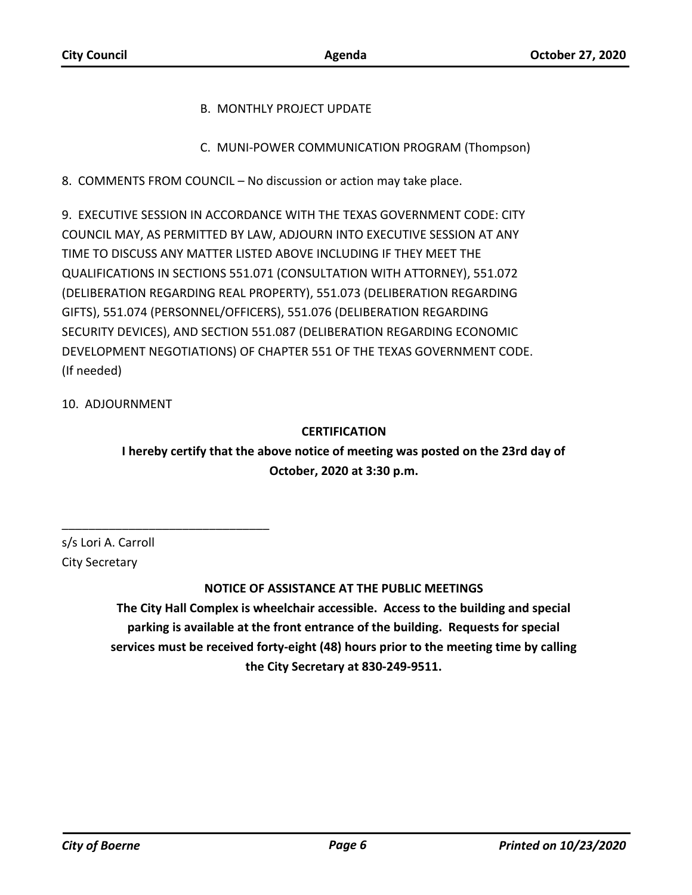B. MONTHLY PROJECT UPDATE

C. MUNI-POWER COMMUNICATION PROGRAM (Thompson)

8. COMMENTS FROM COUNCIL – No discussion or action may take place.

9. EXECUTIVE SESSION IN ACCORDANCE WITH THE TEXAS GOVERNMENT CODE: CITY COUNCIL MAY, AS PERMITTED BY LAW, ADJOURN INTO EXECUTIVE SESSION AT ANY TIME TO DISCUSS ANY MATTER LISTED ABOVE INCLUDING IF THEY MEET THE QUALIFICATIONS IN SECTIONS 551.071 (CONSULTATION WITH ATTORNEY), 551.072 (DELIBERATION REGARDING REAL PROPERTY), 551.073 (DELIBERATION REGARDING GIFTS), 551.074 (PERSONNEL/OFFICERS), 551.076 (DELIBERATION REGARDING SECURITY DEVICES), AND SECTION 551.087 (DELIBERATION REGARDING ECONOMIC DEVELOPMENT NEGOTIATIONS) OF CHAPTER 551 OF THE TEXAS GOVERNMENT CODE. (If needed)

10. ADJOURNMENT

**CERTIFICATION**

**I hereby certify that the above notice of meeting was posted on the 23rd day of October, 2020 at 3:30 p.m.**

_______________________________

s/s Lori A. Carroll
City Secretary

**NOTICE OF ASSISTANCE AT THE PUBLIC MEETINGS**

**The City Hall Complex is wheelchair accessible. Access to the building and special parking is available at the front entrance of the building. Requests for special services must be received forty-eight (48) hours prior to the meeting time by calling the City Secretary at 830-249-9511.**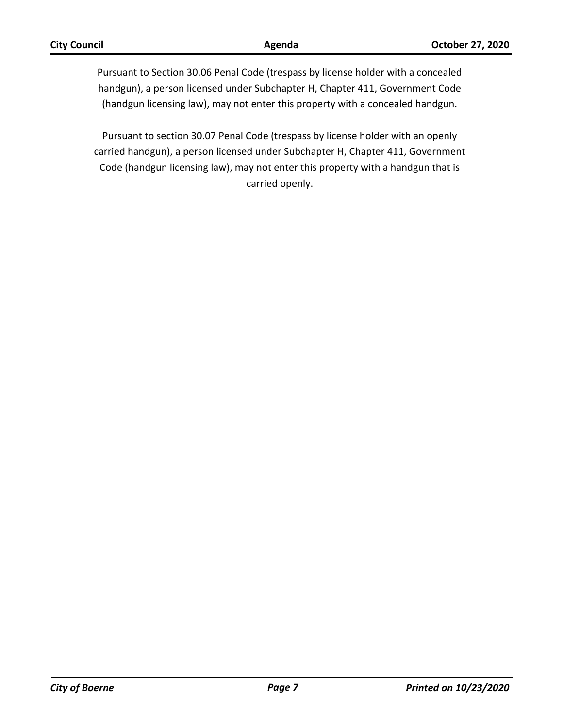Pursuant to Section 30.06 Penal Code (trespass by license holder with a concealed handgun), a person licensed under Subchapter H, Chapter 411, Government Code (handgun licensing law), may not enter this property with a concealed handgun.

Pursuant to section 30.07 Penal Code (trespass by license holder with an openly carried handgun), a person licensed under Subchapter H, Chapter 411, Government Code (handgun licensing law), may not enter this property with a handgun that is carried openly.